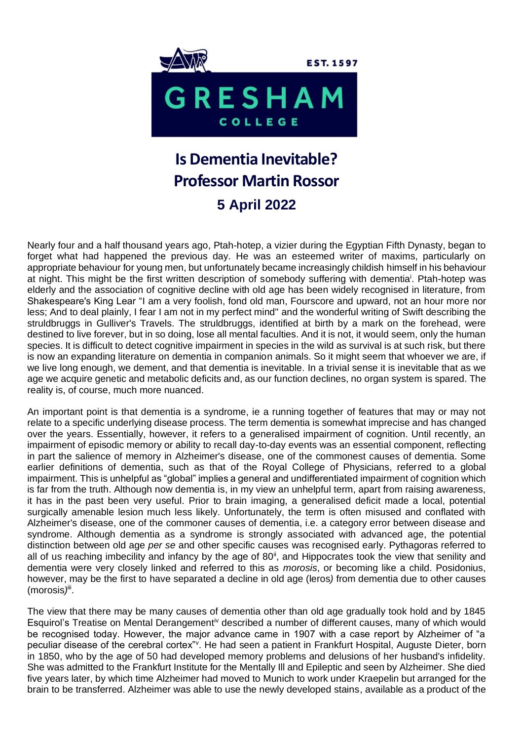# Is Dementia Inevitable?

## Professor Martin Rossor

### 5 April 2022

Nearly four and a half thousand years ago, Ptah-hotep, a vizier during the Egyptian Fifth Dynasty, began to forget what had happened the previous day. He was an esteemed writer of maxims, particularly on appropriate behaviour for young men, but unfortunately became increasingly childish himself in his behaviour at night. This might be the first written description of somebody suffering with dementia[i]. Ptah-hotep was elderly and the association of cognitive decline with old age has been widely recognised in literature, from Shakespeare's King Lear "I am a very foolish, fond old man, Fourscore and upward, not an hour more nor less; And to deal plainly, I fear I am not in my perfect mind" and the wonderful writing of Swift describing the struldbruggs in Gulliver's Travels. The struldbruggs, identified at birth by a mark on the forehead, were destined to live forever, but in so doing, lose all mental faculties. And it is not, it would seem, only the human species. It is difficult to detect cognitive impairment in species in the wild as survival is at such risk, but there is now an expanding literature on dementia in companion animals. So it might seem that whoever we are, if we live long enough, we dement, and that dementia is inevitable. In a trivial sense it is inevitable that as we age we acquire genetic and metabolic deficits and, as our function declines, no organ system is spared. The reality is, of course, much more nuanced.

An important point is that dementia is a syndrome, ie a running together of features that may or may not relate to a specific underlying disease process. The term dementia is somewhat imprecise and has changed over the years. Essentially, however, it refers to a generalised impairment of cognition. Until recently, an impairment of episodic memory or ability to recall day-to-day events was an essential component, reflecting in part the salience of memory in Alzheimer's disease, one of the commonest causes of dementia. Some earlier definitions of dementia, such as that of the Royal College of Physicians, referred to a global impairment. This is unhelpful as "global" implies a general and undifferentiated impairment of cognition which is far from the truth. Although now dementia is, in my view an unhelpful term, apart from raising awareness, it has in the past been very useful. Prior to brain imaging, a generalised deficit made a local, potential surgically amenable lesion much less likely. Unfortunately, the term is often misused and conflated with Alzheimer's disease, one of the commoner causes of dementia, i.e. a category error between disease and syndrome. Although dementia as a syndrome is strongly associated with advanced age, the potential distinction between old age *per se* and other specific causes was recognised early. Pythagoras referred to all of us reaching imbecility and infancy by the age of 80[ii], and Hippocrates took the view that senility and dementia were very closely linked and referred to this as *morosis*, or becoming like a child. Posidonius, however, may be the first to have separated a decline in old age (leros*)* from dementia due to other causes (morosis*)*[iii].

The view that there may be many causes of dementia other than old age gradually took hold and by 1845 Esquirol's Treatise on Mental Derangement[iv] described a number of different causes, many of which would be recognised today. However, the major advance came in 1907 with a case report by Alzheimer of "a peculiar disease of the cerebral cortex"[v]. He had seen a patient in Frankfurt Hospital, Auguste Dieter, born in 1850, who by the age of 50 had developed memory problems and delusions of her husband's infidelity. She was admitted to the Frankfurt Institute for the Mentally Ill and Epileptic and seen by Alzheimer. She died five years later, by which time Alzheimer had moved to Munich to work under Kraepelin but arranged for the brain to be transferred. Alzheimer was able to use the newly developed stains, available as a product of the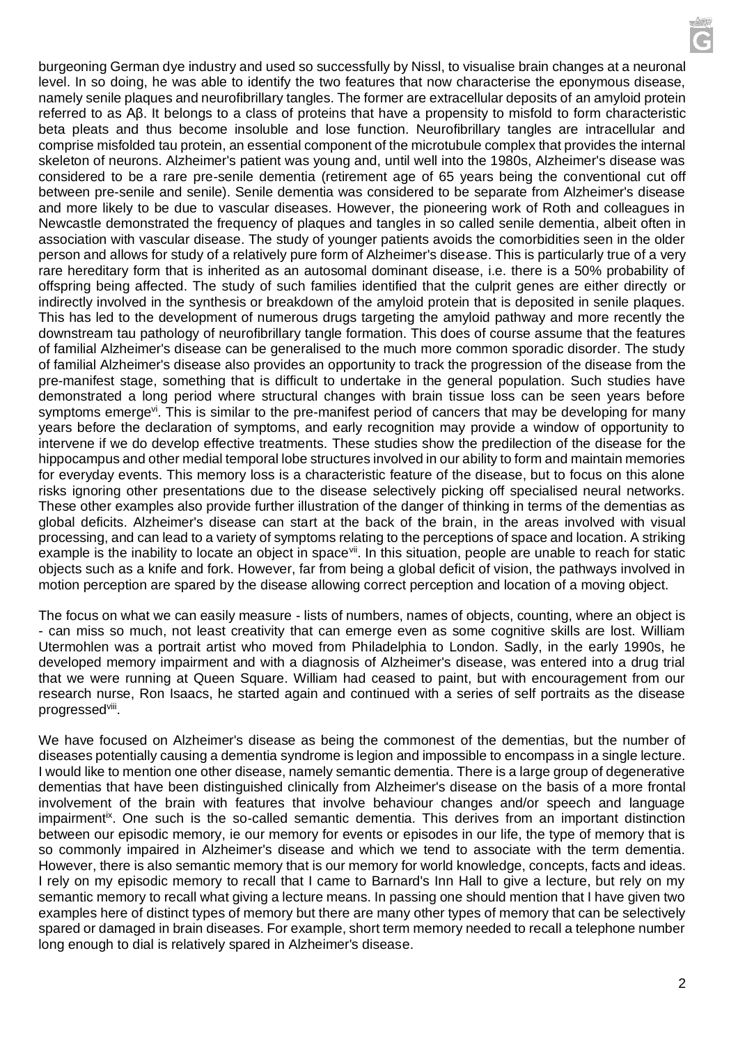burgeoning German dye industry and used so successfully by Nissl, to visualise brain changes at a neuronal level. In so doing, he was able to identify the two features that now characterise the eponymous disease, namely senile plaques and neurofibrillary tangles. The former are extracellular deposits of an amyloid protein referred to as Aβ. It belongs to a class of proteins that have a propensity to misfold to form characteristic beta pleats and thus become insoluble and lose function. Neurofibrillary tangles are intracellular and comprise misfolded tau protein, an essential component of the microtubule complex that provides the internal skeleton of neurons. Alzheimer's patient was young and, until well into the 1980s, Alzheimer's disease was considered to be a rare pre-senile dementia (retirement age of 65 years being the conventional cut off between pre-senile and senile). Senile dementia was considered to be separate from Alzheimer's disease and more likely to be due to vascular diseases. However, the pioneering work of Roth and colleagues in Newcastle demonstrated the frequency of plaques and tangles in so called senile dementia, albeit often in association with vascular disease. The study of younger patients avoids the comorbidities seen in the older person and allows for study of a relatively pure form of Alzheimer's disease. This is particularly true of a very rare hereditary form that is inherited as an autosomal dominant disease, i.e. there is a 50% probability of offspring being affected. The study of such families identified that the culprit genes are either directly or indirectly involved in the synthesis or breakdown of the amyloid protein that is deposited in senile plaques. This has led to the development of numerous drugs targeting the amyloid pathway and more recently the downstream tau pathology of neurofibrillary tangle formation. This does of course assume that the features of familial Alzheimer's disease can be generalised to the much more common sporadic disorder. The study of familial Alzheimer's disease also provides an opportunity to track the progression of the disease from the pre-manifest stage, something that is difficult to undertake in the general population. Such studies have demonstrated a long period where structural changes with brain tissue loss can be seen years before symptoms emerge[vi]. This is similar to the pre-manifest period of cancers that may be developing for many years before the declaration of symptoms, and early recognition may provide a window of opportunity to intervene if we do develop effective treatments. These studies show the predilection of the disease for the hippocampus and other medial temporal lobe structures involved in our ability to form and maintain memories for everyday events. This memory loss is a characteristic feature of the disease, but to focus on this alone risks ignoring other presentations due to the disease selectively picking off specialised neural networks. These other examples also provide further illustration of the danger of thinking in terms of the dementias as global deficits. Alzheimer's disease can start at the back of the brain, in the areas involved with visual processing, and can lead to a variety of symptoms relating to the perceptions of space and location. A striking example is the inability to locate an object in space[vii]. In this situation, people are unable to reach for static objects such as a knife and fork. However, far from being a global deficit of vision, the pathways involved in motion perception are spared by the disease allowing correct perception and location of a moving object.

The focus on what we can easily measure - lists of numbers, names of objects, counting, where an object is - can miss so much, not least creativity that can emerge even as some cognitive skills are lost. William Utermohlen was a portrait artist who moved from Philadelphia to London. Sadly, in the early 1990s, he developed memory impairment and with a diagnosis of Alzheimer's disease, was entered into a drug trial that we were running at Queen Square. William had ceased to paint, but with encouragement from our research nurse, Ron Isaacs, he started again and continued with a series of self portraits as the disease progressed[viii].

We have focused on Alzheimer's disease as being the commonest of the dementias, but the number of diseases potentially causing a dementia syndrome is legion and impossible to encompass in a single lecture. I would like to mention one other disease, namely semantic dementia. There is a large group of degenerative dementias that have been distinguished clinically from Alzheimer's disease on the basis of a more frontal involvement of the brain with features that involve behaviour changes and/or speech and language impairment[ix]. One such is the so-called semantic dementia. This derives from an important distinction between our episodic memory, ie our memory for events or episodes in our life, the type of memory that is so commonly impaired in Alzheimer's disease and which we tend to associate with the term dementia. However, there is also semantic memory that is our memory for world knowledge, concepts, facts and ideas. I rely on my episodic memory to recall that I came to Barnard's Inn Hall to give a lecture, but rely on my semantic memory to recall what giving a lecture means. In passing one should mention that I have given two examples here of distinct types of memory but there are many other types of memory that can be selectively spared or damaged in brain diseases. For example, short term memory needed to recall a telephone number long enough to dial is relatively spared in Alzheimer's disease.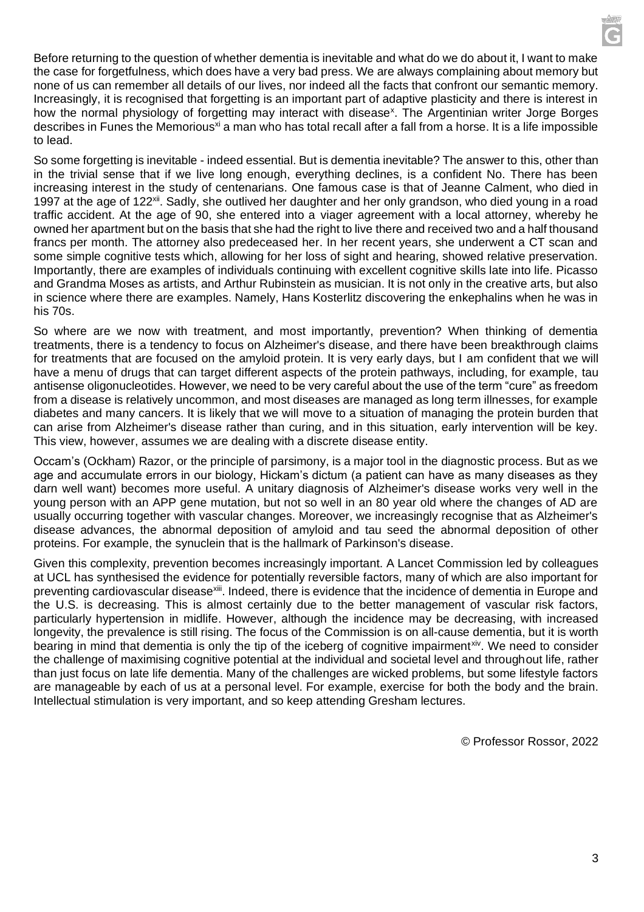Before returning to the question of whether dementia is inevitable and what do we do about it, I want to make the case for forgetfulness, which does have a very bad press. We are always complaining about memory but none of us can remember all details of our lives, nor indeed all the facts that confront our semantic memory. Increasingly, it is recognised that forgetting is an important part of adaptive plasticity and there is interest in how the normal physiology of forgetting may interact with disease[x]. The Argentinian writer Jorge Borges describes in Funes the Memorious[xi] a man who has total recall after a fall from a horse. It is a life impossible to lead.

So some forgetting is inevitable - indeed essential. But is dementia inevitable? The answer to this, other than in the trivial sense that if we live long enough, everything declines, is a confident No. There has been increasing interest in the study of centenarians. One famous case is that of Jeanne Calment, who died in 1997 at the age of 122[xii]. Sadly, she outlived her daughter and her only grandson, who died young in a road traffic accident. At the age of 90, she entered into a viager agreement with a local attorney, whereby he owned her apartment but on the basis that she had the right to live there and received two and a half thousand francs per month. The attorney also predeceased her. In her recent years, she underwent a CT scan and some simple cognitive tests which, allowing for her loss of sight and hearing, showed relative preservation. Importantly, there are examples of individuals continuing with excellent cognitive skills late into life. Picasso and Grandma Moses as artists, and Arthur Rubinstein as musician. It is not only in the creative arts, but also in science where there are examples. Namely, Hans Kosterlitz discovering the enkephalins when he was in his 70s.

So where are we now with treatment, and most importantly, prevention? When thinking of dementia treatments, there is a tendency to focus on Alzheimer's disease, and there have been breakthrough claims for treatments that are focused on the amyloid protein. It is very early days, but I am confident that we will have a menu of drugs that can target different aspects of the protein pathways, including, for example, tau antisense oligonucleotides. However, we need to be very careful about the use of the term "cure" as freedom from a disease is relatively uncommon, and most diseases are managed as long term illnesses, for example diabetes and many cancers. It is likely that we will move to a situation of managing the protein burden that can arise from Alzheimer's disease rather than curing, and in this situation, early intervention will be key. This view, however, assumes we are dealing with a discrete disease entity.

Occam's (Ockham) Razor, or the principle of parsimony, is a major tool in the diagnostic process. But as we age and accumulate errors in our biology, Hickam's dictum (a patient can have as many diseases as they darn well want) becomes more useful. A unitary diagnosis of Alzheimer's disease works very well in the young person with an APP gene mutation, but not so well in an 80 year old where the changes of AD are usually occurring together with vascular changes. Moreover, we increasingly recognise that as Alzheimer's disease advances, the abnormal deposition of amyloid and tau seed the abnormal deposition of other proteins. For example, the synuclein that is the hallmark of Parkinson's disease.

Given this complexity, prevention becomes increasingly important. A Lancet Commission led by colleagues at UCL has synthesised the evidence for potentially reversible factors, many of which are also important for preventing cardiovascular disease[xiii]. Indeed, there is evidence that the incidence of dementia in Europe and the U.S. is decreasing. This is almost certainly due to the better management of vascular risk factors, particularly hypertension in midlife. However, although the incidence may be decreasing, with increased longevity, the prevalence is still rising. The focus of the Commission is on all-cause dementia, but it is worth bearing in mind that dementia is only the tip of the iceberg of cognitive impairment[xiv]. We need to consider the challenge of maximising cognitive potential at the individual and societal level and throughout life, rather than just focus on late life dementia. Many of the challenges are wicked problems, but some lifestyle factors are manageable by each of us at a personal level. For example, exercise for both the body and the brain. Intellectual stimulation is very important, and so keep attending Gresham lectures.

© Professor Rossor, 2022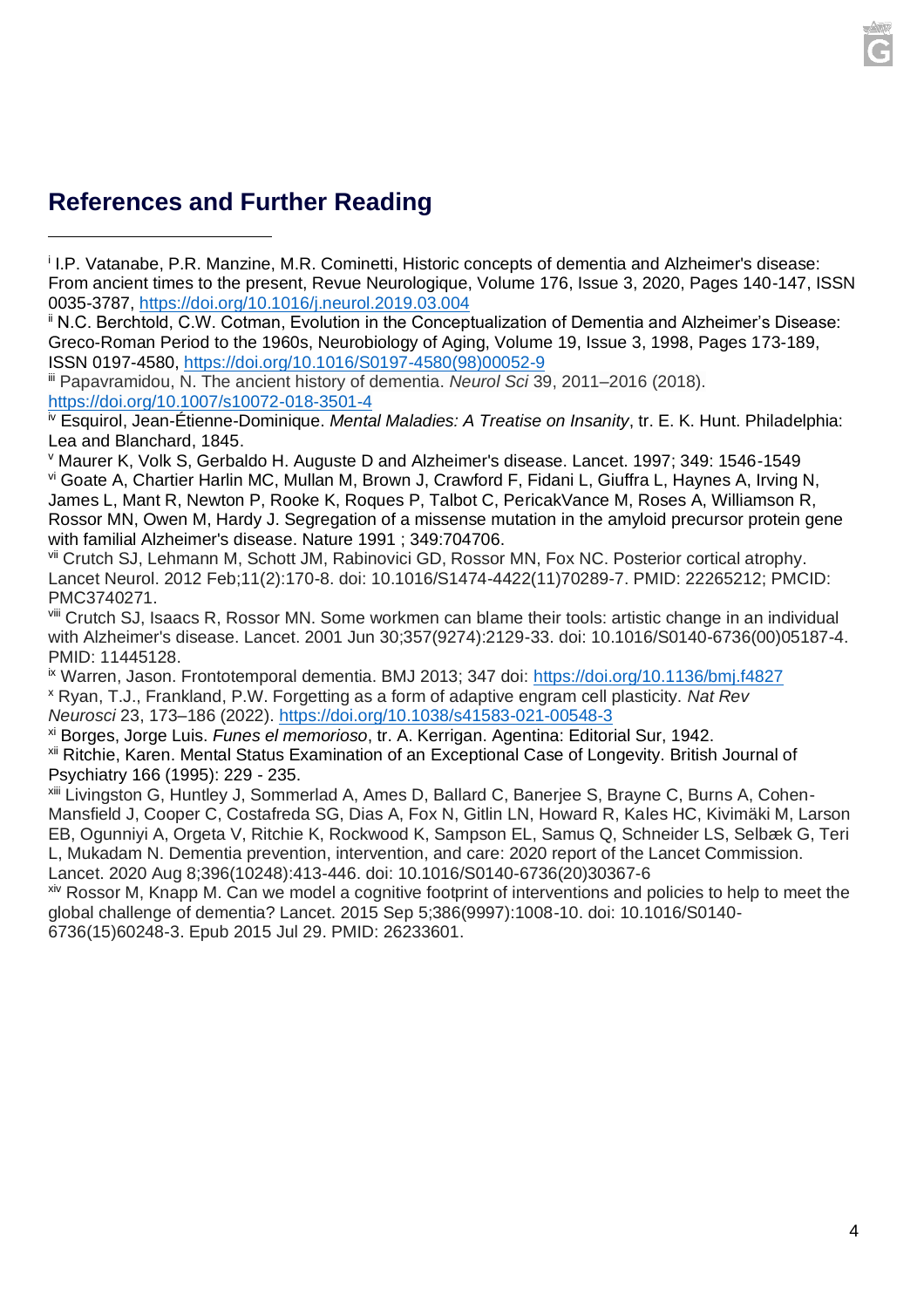## References and Further Reading

---

[i] I.P. Vatanabe, P.R. Manzine, M.R. Cominetti, Historic concepts of dementia and Alzheimer's disease: From ancient times to the present, Revue Neurologique, Volume 176, Issue 3, 2020, Pages 140-147, ISSN 0035-3787, https://doi.org/10.1016/j.neurol.2019.03.004

[ii] N.C. Berchtold, C.W. Cotman, Evolution in the Conceptualization of Dementia and Alzheimer's Disease: Greco-Roman Period to the 1960s, Neurobiology of Aging, Volume 19, Issue 3, 1998, Pages 173-189, ISSN 0197-4580, https://doi.org/10.1016/S0197-4580(98)00052-9

[iii] Papavramidou, N. The ancient history of dementia. *Neurol Sci* 39, 2011–2016 (2018). https://doi.org/10.1007/s10072-018-3501-4

[iv] Esquirol, Jean-Étienne-Dominique. *Mental Maladies: A Treatise on Insanity*, tr. E. K. Hunt. Philadelphia: Lea and Blanchard, 1845.

[v] Maurer K, Volk S, Gerbaldo H. Auguste D and Alzheimer's disease. Lancet. 1997; 349: 1546-1549

[vi] Goate A, Chartier Harlin MC, Mullan M, Brown J, Crawford F, Fidani L, Giuffra L, Haynes A, Irving N, James L, Mant R, Newton P, Rooke K, Roques P, Talbot C, PericakVance M, Roses A, Williamson R, Rossor MN, Owen M, Hardy J. Segregation of a missense mutation in the amyloid precursor protein gene with familial Alzheimer's disease. Nature 1991 ; 349:704706.

[vii] Crutch SJ, Lehmann M, Schott JM, Rabinovici GD, Rossor MN, Fox NC. Posterior cortical atrophy. Lancet Neurol. 2012 Feb;11(2):170-8. doi: 10.1016/S1474-4422(11)70289-7. PMID: 22265212; PMCID: PMC3740271.

[viii] Crutch SJ, Isaacs R, Rossor MN. Some workmen can blame their tools: artistic change in an individual with Alzheimer's disease. Lancet. 2001 Jun 30;357(9274):2129-33. doi: 10.1016/S0140-6736(00)05187-4. PMID: 11445128.

[ix] Warren, Jason. Frontotemporal dementia. BMJ 2013; 347 doi: https://doi.org/10.1136/bmj.f4827

[x] Ryan, T.J., Frankland, P.W. Forgetting as a form of adaptive engram cell plasticity. *Nat Rev Neurosci* 23, 173–186 (2022). https://doi.org/10.1038/s41583-021-00548-3

[xi] Borges, Jorge Luis. *Funes el memorioso*, tr. A. Kerrigan. Agentina: Editorial Sur, 1942.

[xii] Ritchie, Karen. Mental Status Examination of an Exceptional Case of Longevity. British Journal of Psychiatry 166 (1995): 229 - 235.

[xiii] Livingston G, Huntley J, Sommerlad A, Ames D, Ballard C, Banerjee S, Brayne C, Burns A, Cohen-Mansfield J, Cooper C, Costafreda SG, Dias A, Fox N, Gitlin LN, Howard R, Kales HC, Kivimäki M, Larson EB, Ogunniyi A, Orgeta V, Ritchie K, Rockwood K, Sampson EL, Samus Q, Schneider LS, Selbæk G, Teri L, Mukadam N. Dementia prevention, intervention, and care: 2020 report of the Lancet Commission. Lancet. 2020 Aug 8;396(10248):413-446. doi: 10.1016/S0140-6736(20)30367-6

[xiv] Rossor M, Knapp M. Can we model a cognitive footprint of interventions and policies to help to meet the global challenge of dementia? Lancet. 2015 Sep 5;386(9997):1008-10. doi: 10.1016/S0140-6736(15)60248-3. Epub 2015 Jul 29. PMID: 26233601.